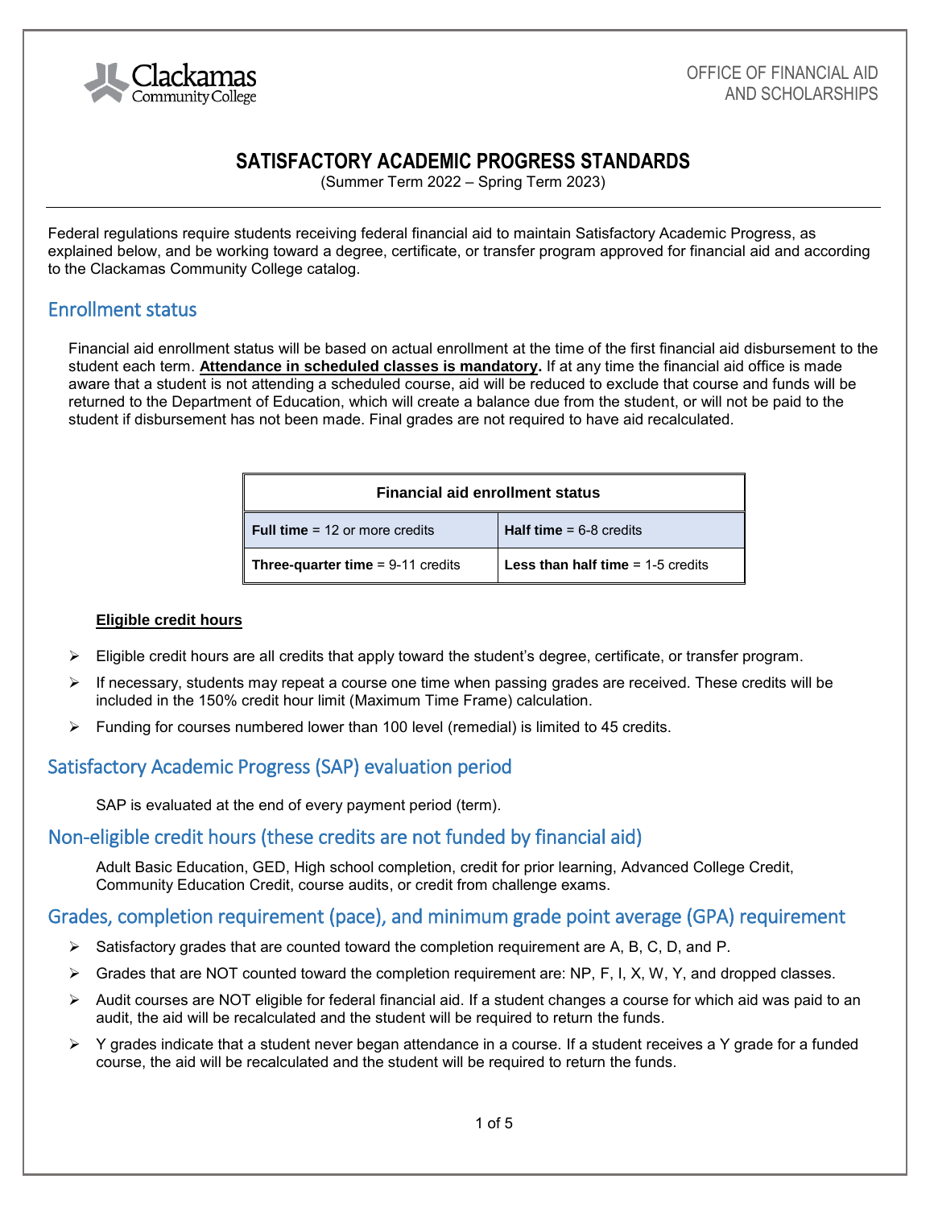Clackamas Community College

OFFICE OF FINANCIAL AID AND SCHOLARSHIPS

# SATISFACTORY ACADEMIC PROGRESS STANDARDS

(Summer Term 2022 – Spring Term 2023)

Federal regulations require students receiving federal financial aid to maintain Satisfactory Academic Progress, as explained below, and be working toward a degree, certificate, or transfer program approved for financial aid and according to the Clackamas Community College catalog.

## Enrollment status

Financial aid enrollment status will be based on actual enrollment at the time of the first financial aid disbursement to the student each term. **Attendance in scheduled classes is mandatory.** If at any time the financial aid office is made aware that a student is not attending a scheduled course, aid will be reduced to exclude that course and funds will be returned to the Department of Education, which will create a balance due from the student, or will not be paid to the student if disbursement has not been made. Final grades are not required to have aid recalculated.

| Financial aid enrollment status | |
|---|---|
| **Full time** = 12 or more credits | **Half time** = 6-8 credits |
| **Three-quarter time** = 9-11 credits | **Less than half time** = 1-5 credits |

**Eligible credit hours**

- Eligible credit hours are all credits that apply toward the student's degree, certificate, or transfer program.
- If necessary, students may repeat a course one time when passing grades are received. These credits will be included in the 150% credit hour limit (Maximum Time Frame) calculation.
- Funding for courses numbered lower than 100 level (remedial) is limited to 45 credits.

## Satisfactory Academic Progress (SAP) evaluation period

SAP is evaluated at the end of every payment period (term).

## Non-eligible credit hours (these credits are not funded by financial aid)

Adult Basic Education, GED, High school completion, credit for prior learning, Advanced College Credit, Community Education Credit, course audits, or credit from challenge exams.

## Grades, completion requirement (pace), and minimum grade point average (GPA) requirement

- Satisfactory grades that are counted toward the completion requirement are A, B, C, D, and P.
- Grades that are NOT counted toward the completion requirement are: NP, F, I, X, W, Y, and dropped classes.
- Audit courses are NOT eligible for federal financial aid. If a student changes a course for which aid was paid to an audit, the aid will be recalculated and the student will be required to return the funds.
- Y grades indicate that a student never began attendance in a course. If a student receives a Y grade for a funded course, the aid will be recalculated and the student will be required to return the funds.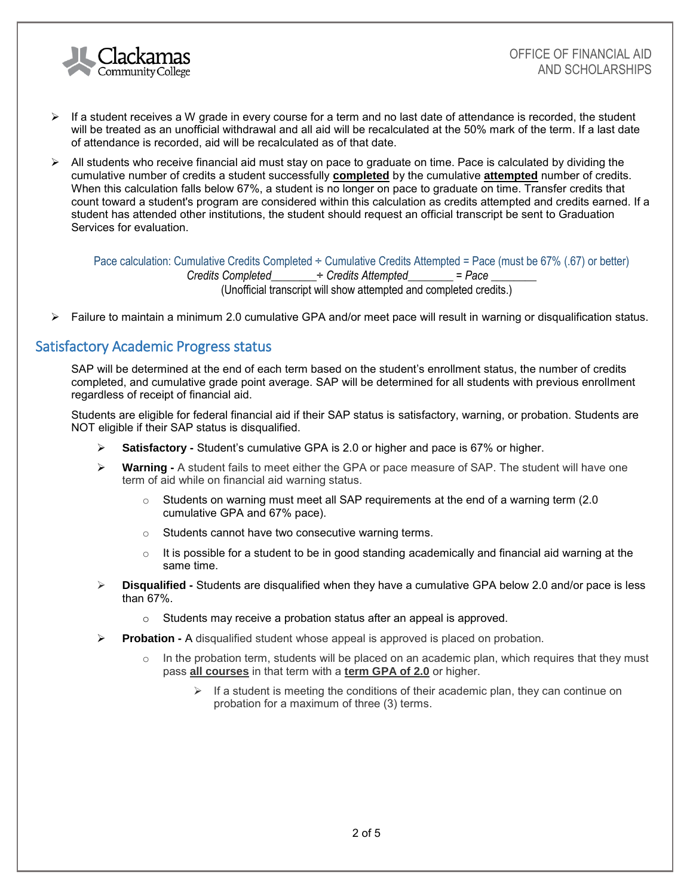- If a student receives a W grade in every course for a term and no last date of attendance is recorded, the student will be treated as an unofficial withdrawal and all aid will be recalculated at the 50% mark of the term. If a last date of attendance is recorded, aid will be recalculated as of that date.
- All students who receive financial aid must stay on pace to graduate on time. Pace is calculated by dividing the cumulative number of credits a student successfully **completed** by the cumulative **attempted** number of credits. When this calculation falls below 67%, a student is no longer on pace to graduate on time. Transfer credits that count toward a student's program are considered within this calculation as credits attempted and credits earned. If a student has attended other institutions, the student should request an official transcript be sent to Graduation Services for evaluation.

Pace calculation: Cumulative Credits Completed ÷ Cumulative Credits Attempted = Pace (must be 67% (.67) or better)

*Credits Completed_______ ÷ Credits Attempted_______ = Pace _______*

(Unofficial transcript will show attempted and completed credits.)

- Failure to maintain a minimum 2.0 cumulative GPA and/or meet pace will result in warning or disqualification status.

## Satisfactory Academic Progress status

SAP will be determined at the end of each term based on the student's enrollment status, the number of credits completed, and cumulative grade point average. SAP will be determined for all students with previous enrollment regardless of receipt of financial aid.

Students are eligible for federal financial aid if their SAP status is satisfactory, warning, or probation. Students are NOT eligible if their SAP status is disqualified.

- **Satisfactory -** Student's cumulative GPA is 2.0 or higher and pace is 67% or higher.
- **Warning -** A student fails to meet either the GPA or pace measure of SAP. The student will have one term of aid while on financial aid warning status.
  - Students on warning must meet all SAP requirements at the end of a warning term (2.0 cumulative GPA and 67% pace).
  - Students cannot have two consecutive warning terms.
  - It is possible for a student to be in good standing academically and financial aid warning at the same time.
- **Disqualified -** Students are disqualified when they have a cumulative GPA below 2.0 and/or pace is less than 67%.
  - Students may receive a probation status after an appeal is approved.
- **Probation -** A disqualified student whose appeal is approved is placed on probation.
  - In the probation term, students will be placed on an academic plan, which requires that they must pass **all courses** in that term with a **term GPA of 2.0** or higher.
    - If a student is meeting the conditions of their academic plan, they can continue on probation for a maximum of three (3) terms.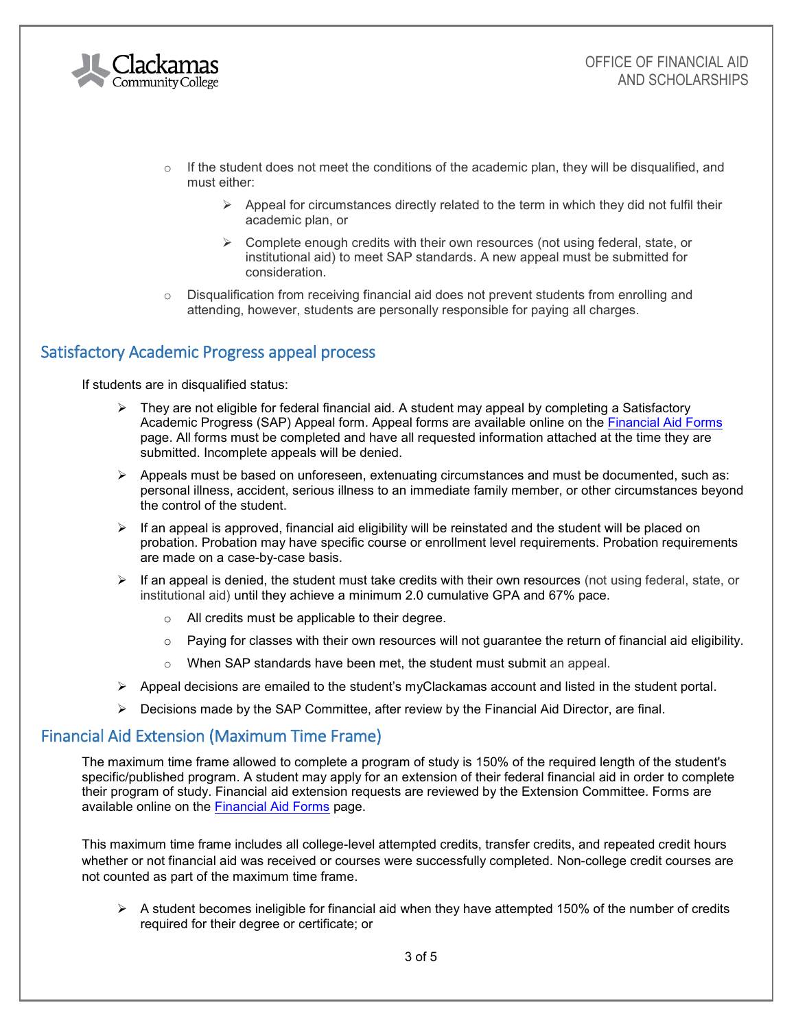- If the student does not meet the conditions of the academic plan, they will be disqualified, and must either:
  - Appeal for circumstances directly related to the term in which they did not fulfil their academic plan, or
  - Complete enough credits with their own resources (not using federal, state, or institutional aid) to meet SAP standards. A new appeal must be submitted for consideration.
- Disqualification from receiving financial aid does not prevent students from enrolling and attending, however, students are personally responsible for paying all charges.

## Satisfactory Academic Progress appeal process

If students are in disqualified status:

- They are not eligible for federal financial aid. A student may appeal by completing a Satisfactory Academic Progress (SAP) Appeal form. Appeal forms are available online on the Financial Aid Forms page. All forms must be completed and have all requested information attached at the time they are submitted. Incomplete appeals will be denied.
- Appeals must be based on unforeseen, extenuating circumstances and must be documented, such as: personal illness, accident, serious illness to an immediate family member, or other circumstances beyond the control of the student.
- If an appeal is approved, financial aid eligibility will be reinstated and the student will be placed on probation. Probation may have specific course or enrollment level requirements. Probation requirements are made on a case-by-case basis.
- If an appeal is denied, the student must take credits with their own resources (not using federal, state, or institutional aid) until they achieve a minimum 2.0 cumulative GPA and 67% pace.
  - All credits must be applicable to their degree.
  - Paying for classes with their own resources will not guarantee the return of financial aid eligibility.
  - When SAP standards have been met, the student must submit an appeal.
- Appeal decisions are emailed to the student's myClackamas account and listed in the student portal.
- Decisions made by the SAP Committee, after review by the Financial Aid Director, are final.

## Financial Aid Extension (Maximum Time Frame)

The maximum time frame allowed to complete a program of study is 150% of the required length of the student's specific/published program. A student may apply for an extension of their federal financial aid in order to complete their program of study. Financial aid extension requests are reviewed by the Extension Committee. Forms are available online on the Financial Aid Forms page.

This maximum time frame includes all college-level attempted credits, transfer credits, and repeated credit hours whether or not financial aid was received or courses were successfully completed. Non-college credit courses are not counted as part of the maximum time frame.

- A student becomes ineligible for financial aid when they have attempted 150% of the number of credits required for their degree or certificate; or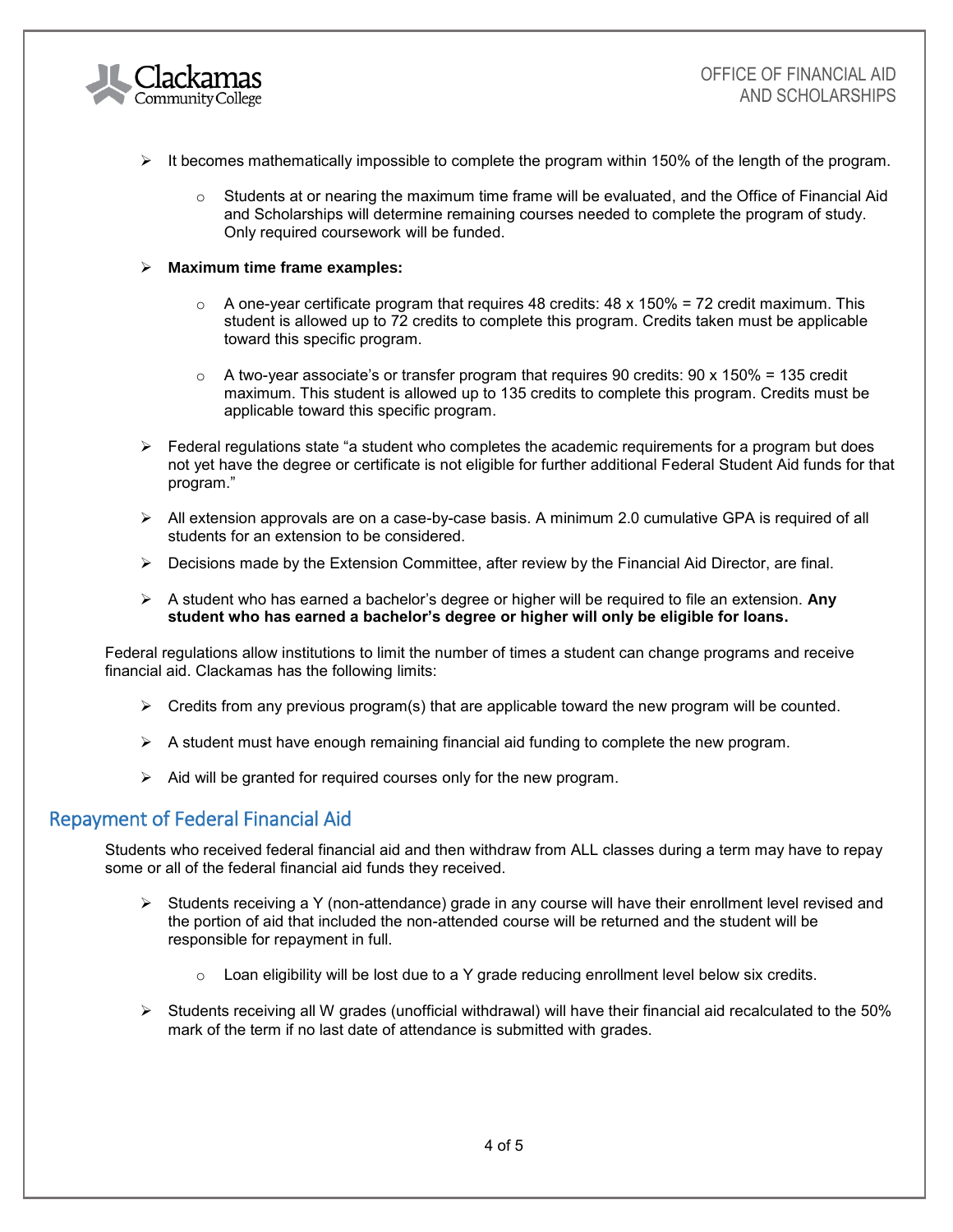- It becomes mathematically impossible to complete the program within 150% of the length of the program.
  - Students at or nearing the maximum time frame will be evaluated, and the Office of Financial Aid and Scholarships will determine remaining courses needed to complete the program of study. Only required coursework will be funded.
- **Maximum time frame examples:**
  - A one-year certificate program that requires 48 credits: 48 x 150% = 72 credit maximum. This student is allowed up to 72 credits to complete this program. Credits taken must be applicable toward this specific program.
  - A two-year associate's or transfer program that requires 90 credits: 90 x 150% = 135 credit maximum. This student is allowed up to 135 credits to complete this program. Credits must be applicable toward this specific program.
- Federal regulations state "a student who completes the academic requirements for a program but does not yet have the degree or certificate is not eligible for further additional Federal Student Aid funds for that program."
- All extension approvals are on a case-by-case basis. A minimum 2.0 cumulative GPA is required of all students for an extension to be considered.
- Decisions made by the Extension Committee, after review by the Financial Aid Director, are final.
- A student who has earned a bachelor's degree or higher will be required to file an extension. **Any student who has earned a bachelor's degree or higher will only be eligible for loans.**

Federal regulations allow institutions to limit the number of times a student can change programs and receive financial aid. Clackamas has the following limits:

- Credits from any previous program(s) that are applicable toward the new program will be counted.
- A student must have enough remaining financial aid funding to complete the new program.
- Aid will be granted for required courses only for the new program.

## Repayment of Federal Financial Aid

Students who received federal financial aid and then withdraw from ALL classes during a term may have to repay some or all of the federal financial aid funds they received.

- Students receiving a Y (non-attendance) grade in any course will have their enrollment level revised and the portion of aid that included the non-attended course will be returned and the student will be responsible for repayment in full.
  - Loan eligibility will be lost due to a Y grade reducing enrollment level below six credits.
- Students receiving all W grades (unofficial withdrawal) will have their financial aid recalculated to the 50% mark of the term if no last date of attendance is submitted with grades.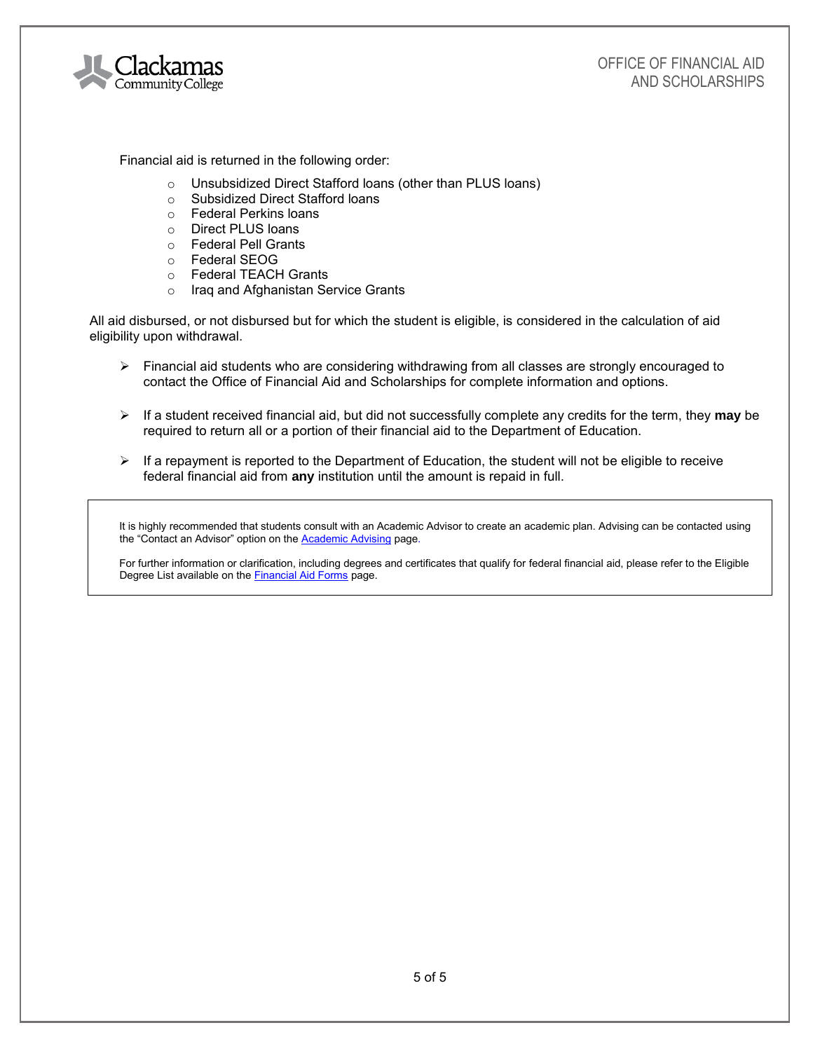Financial aid is returned in the following order:

- Unsubsidized Direct Stafford loans (other than PLUS loans)
- Subsidized Direct Stafford loans
- Federal Perkins loans
- Direct PLUS loans
- Federal Pell Grants
- Federal SEOG
- Federal TEACH Grants
- Iraq and Afghanistan Service Grants

All aid disbursed, or not disbursed but for which the student is eligible, is considered in the calculation of aid eligibility upon withdrawal.

- Financial aid students who are considering withdrawing from all classes are strongly encouraged to contact the Office of Financial Aid and Scholarships for complete information and options.
- If a student received financial aid, but did not successfully complete any credits for the term, they **may** be required to return all or a portion of their financial aid to the Department of Education.
- If a repayment is reported to the Department of Education, the student will not be eligible to receive federal financial aid from **any** institution until the amount is repaid in full.

It is highly recommended that students consult with an Academic Advisor to create an academic plan. Advising can be contacted using the "Contact an Advisor" option on the Academic Advising page.

For further information or clarification, including degrees and certificates that qualify for federal financial aid, please refer to the Eligible Degree List available on the Financial Aid Forms page.